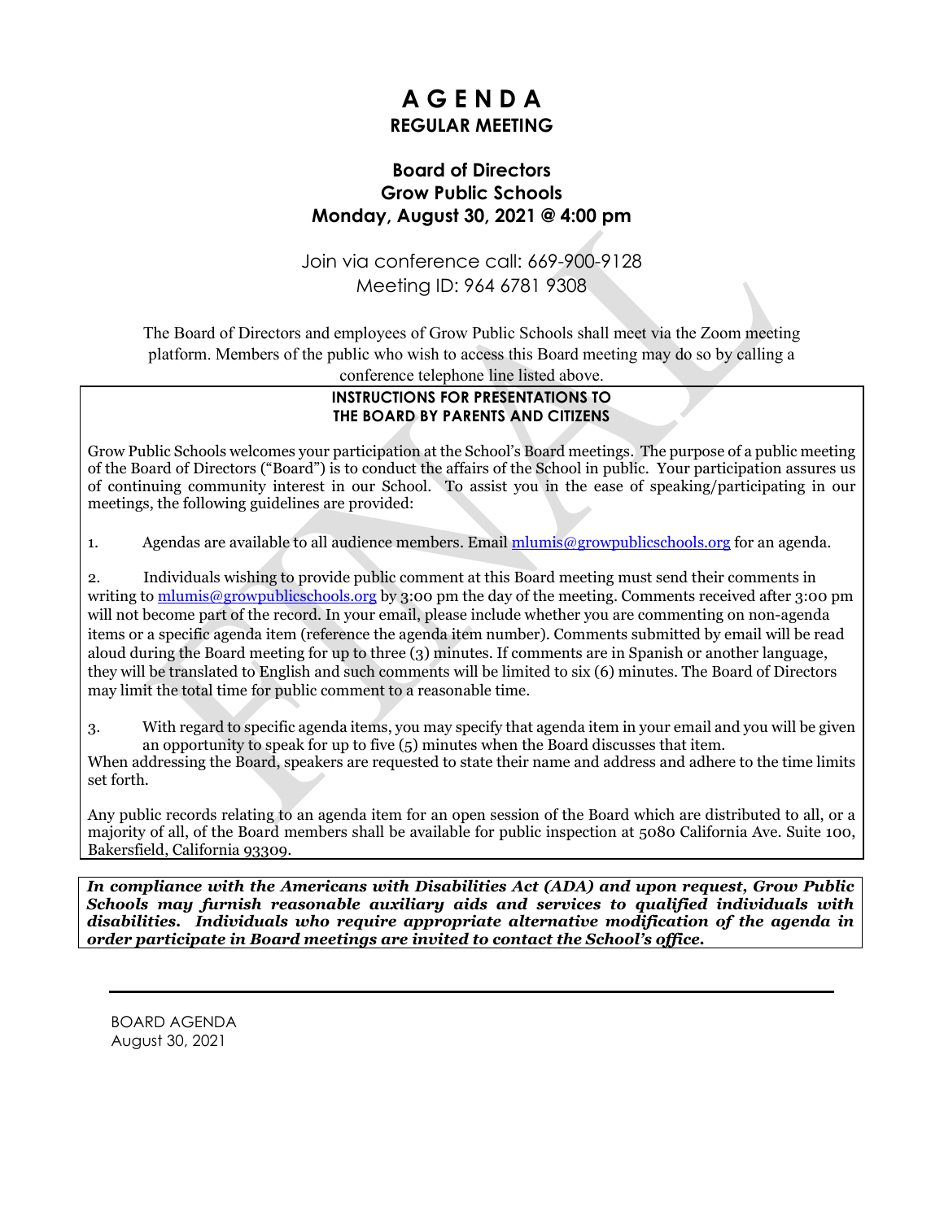# A G E N D A

## REGULAR MEETING

### Board of Directors
### Grow Public Schools
### Monday, August 30, 2021 @ 4:00 pm

Join via conference call: 669-900-9128
Meeting ID: 964 6781 9308

The Board of Directors and employees of Grow Public Schools shall meet via the Zoom meeting platform. Members of the public who wish to access this Board meeting may do so by calling a conference telephone line listed above.

**INSTRUCTIONS FOR PRESENTATIONS TO THE BOARD BY PARENTS AND CITIZENS**

Grow Public Schools welcomes your participation at the School's Board meetings. The purpose of a public meeting of the Board of Directors ("Board") is to conduct the affairs of the School in public. Your participation assures us of continuing community interest in our School. To assist you in the ease of speaking/participating in our meetings, the following guidelines are provided:

1. Agendas are available to all audience members. Email mlumis@growpublicschools.org for an agenda.

2. Individuals wishing to provide public comment at this Board meeting must send their comments in writing to mlumis@growpublicschools.org by 3:00 pm the day of the meeting. Comments received after 3:00 pm will not become part of the record. In your email, please include whether you are commenting on non-agenda items or a specific agenda item (reference the agenda item number). Comments submitted by email will be read aloud during the Board meeting for up to three (3) minutes. If comments are in Spanish or another language, they will be translated to English and such comments will be limited to six (6) minutes. The Board of Directors may limit the total time for public comment to a reasonable time.

3. With regard to specific agenda items, you may specify that agenda item in your email and you will be given an opportunity to speak for up to five (5) minutes when the Board discusses that item.

When addressing the Board, speakers are requested to state their name and address and adhere to the time limits set forth.

Any public records relating to an agenda item for an open session of the Board which are distributed to all, or a majority of all, of the Board members shall be available for public inspection at 5080 California Ave. Suite 100, Bakersfield, California 93309.

***In compliance with the Americans with Disabilities Act (ADA) and upon request, Grow Public Schools may furnish reasonable auxiliary aids and services to qualified individuals with disabilities. Individuals who require appropriate alternative modification of the agenda in order participate in Board meetings are invited to contact the School's office.***

---

BOARD AGENDA
August 30, 2021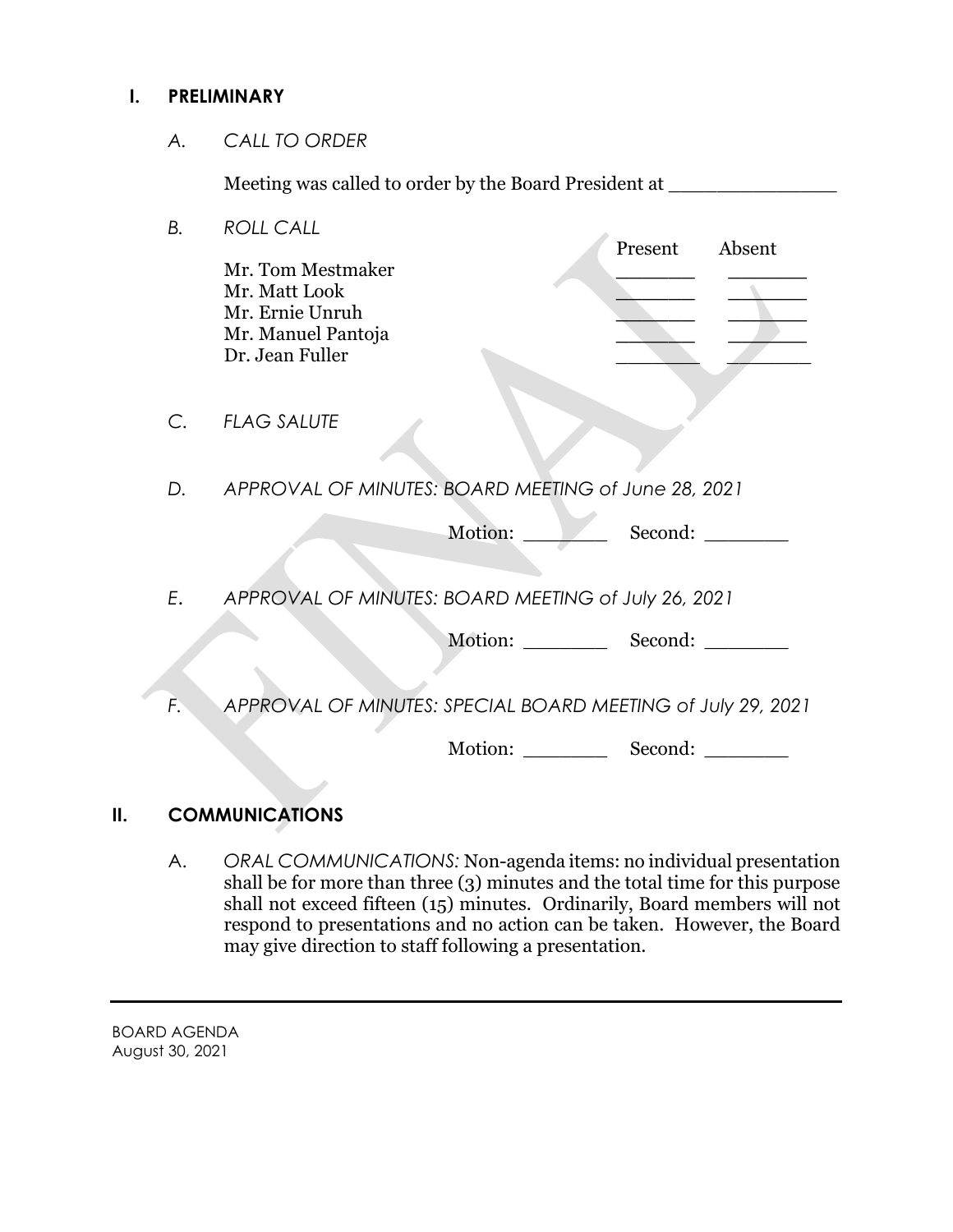## I. PRELIMINARY

### *A. CALL TO ORDER*

Meeting was called to order by the Board President at _______________

### *B. ROLL CALL*

| | Present | Absent |
|---|---|---|
| Mr. Tom Mestmaker | _______ | _______ |
| Mr. Matt Look | _______ | _______ |
| Mr. Ernie Unruh | _______ | _______ |
| Mr. Manuel Pantoja | _______ | _______ |
| Dr. Jean Fuller | _______ | _______ |

### *C. FLAG SALUTE*

### *D. APPROVAL OF MINUTES: BOARD MEETING of June 28, 2021*

Motion: _______ Second: _______

### *E. APPROVAL OF MINUTES: BOARD MEETING of July 26, 2021*

Motion: _______ Second: _______

### *F. APPROVAL OF MINUTES: SPECIAL BOARD MEETING of July 29, 2021*

Motion: _______ Second: _______

## II. COMMUNICATIONS

A. *ORAL COMMUNICATIONS:* Non-agenda items: no individual presentation shall be for more than three (3) minutes and the total time for this purpose shall not exceed fifteen (15) minutes. Ordinarily, Board members will not respond to presentations and no action can be taken. However, the Board may give direction to staff following a presentation.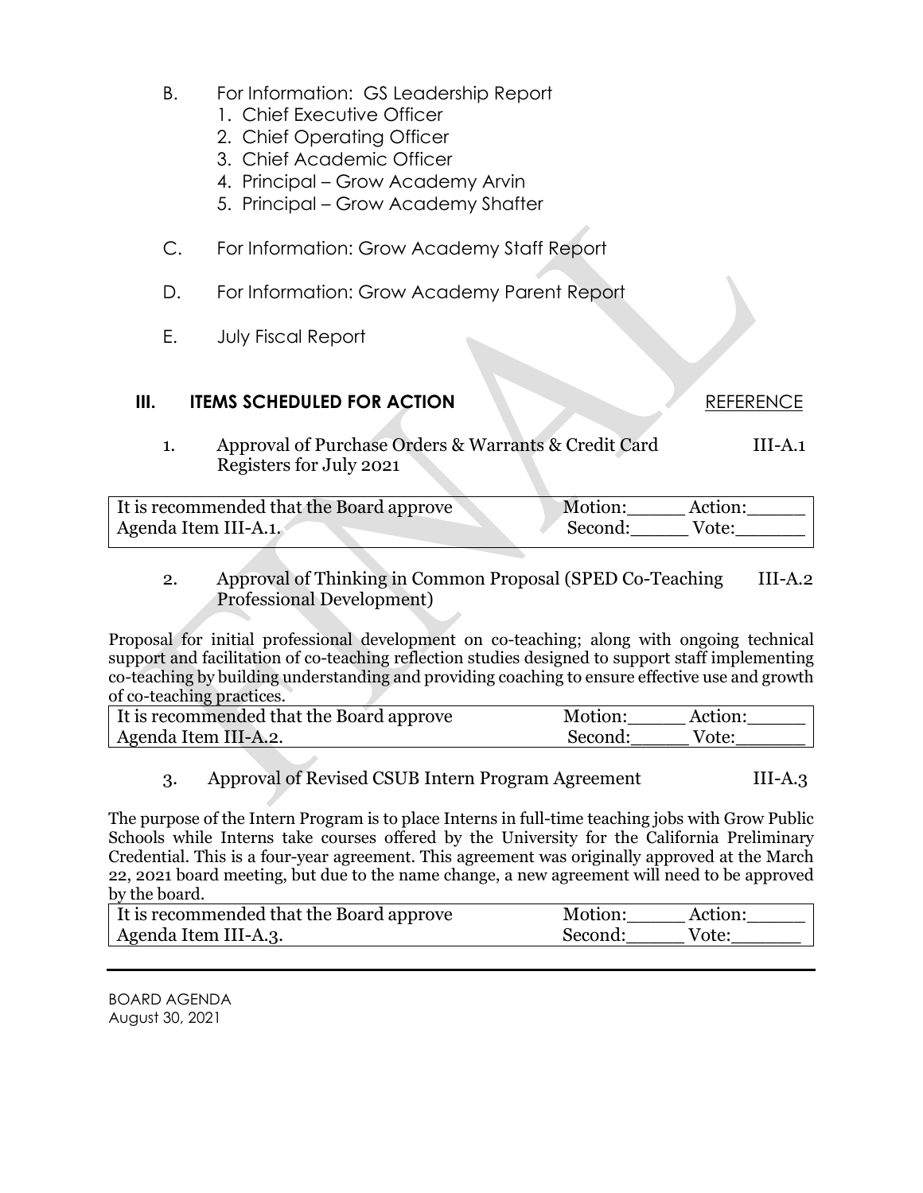B. For Information: GS Leadership Report
   1. Chief Executive Officer
   2. Chief Operating Officer
   3. Chief Academic Officer
   4. Principal – Grow Academy Arvin
   5. Principal – Grow Academy Shafter

C. For Information: Grow Academy Staff Report

D. For Information: Grow Academy Parent Report

E. July Fiscal Report

## III. ITEMS SCHEDULED FOR ACTION — REFERENCE

1. Approval of Purchase Orders & Warrants & Credit Card Registers for July 2021 — III-A.1

| It is recommended that the Board approve Agenda Item III-A.1. | Motion:_____ Action:_____ Second:_____ Vote:______ |
|---|---|

2. Approval of Thinking in Common Proposal (SPED Co-Teaching Professional Development) — III-A.2

Proposal for initial professional development on co-teaching; along with ongoing technical support and facilitation of co-teaching reflection studies designed to support staff implementing co-teaching by building understanding and providing coaching to ensure effective use and growth of co-teaching practices.

| It is recommended that the Board approve Agenda Item III-A.2. | Motion:_____ Action:_____ Second:_____ Vote:______ |
|---|---|

3. Approval of Revised CSUB Intern Program Agreement — III-A.3

The purpose of the Intern Program is to place Interns in full-time teaching jobs with Grow Public Schools while Interns take courses offered by the University for the California Preliminary Credential. This is a four-year agreement. This agreement was originally approved at the March 22, 2021 board meeting, but due to the name change, a new agreement will need to be approved by the board.

| It is recommended that the Board approve Agenda Item III-A.3. | Motion:_____ Action:_____ Second:_____ Vote:______ |
|---|---|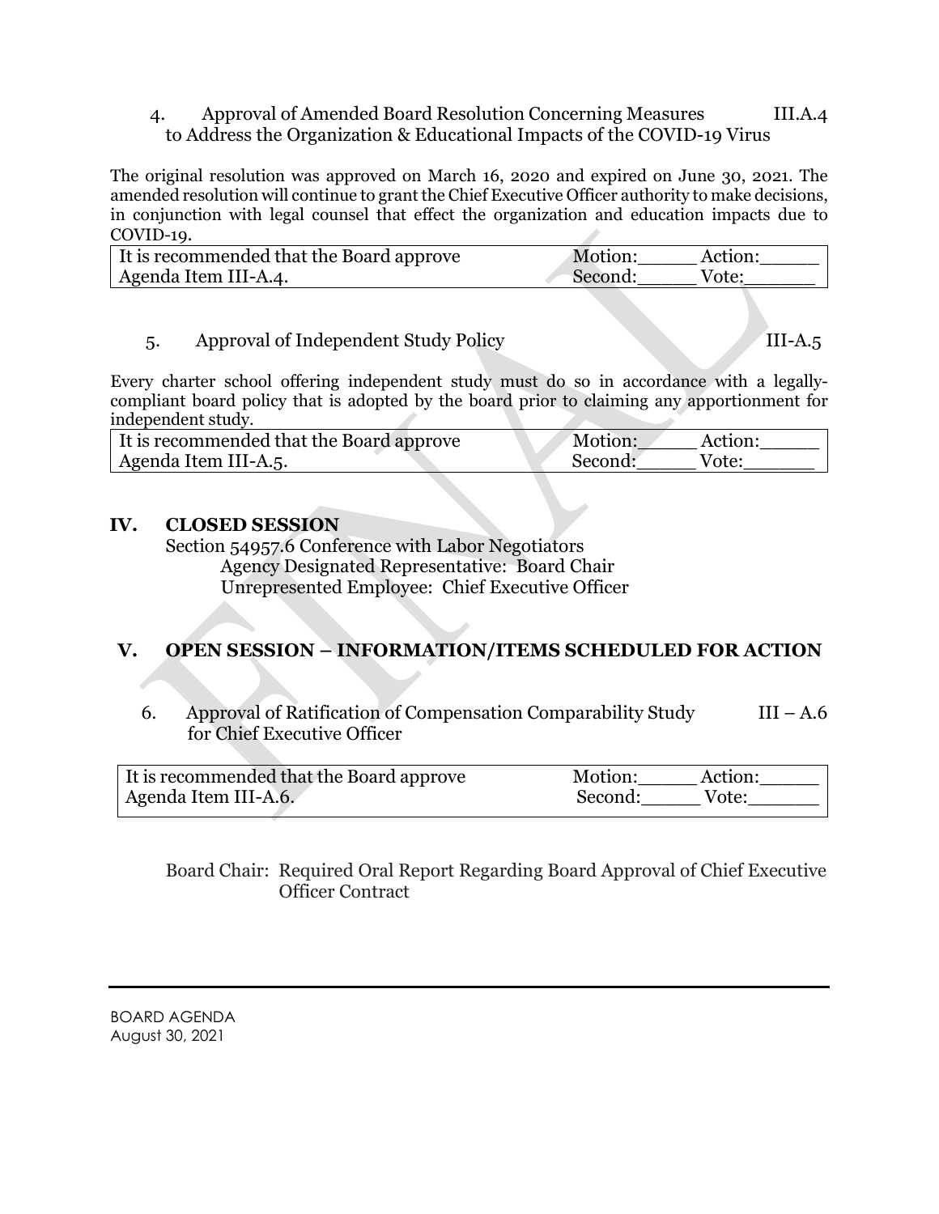4. Approval of Amended Board Resolution Concerning Measures to Address the Organization & Educational Impacts of the COVID-19 Virus III.A.4

The original resolution was approved on March 16, 2020 and expired on June 30, 2021. The amended resolution will continue to grant the Chief Executive Officer authority to make decisions, in conjunction with legal counsel that effect the organization and education impacts due to COVID-19.

| It is recommended that the Board approve Agenda Item III-A.4. | Motion:_____ Action:_____ Second:_____ Vote:______ |
|---|---|

5. Approval of Independent Study Policy III-A.5

Every charter school offering independent study must do so in accordance with a legally-compliant board policy that is adopted by the board prior to claiming any apportionment for independent study.

| It is recommended that the Board approve Agenda Item III-A.5. | Motion:_____ Action:_____ Second:_____ Vote:______ |
|---|---|

## IV. CLOSED SESSION

Section 54957.6 Conference with Labor Negotiators
Agency Designated Representative: Board Chair
Unrepresented Employee: Chief Executive Officer

## V. OPEN SESSION – INFORMATION/ITEMS SCHEDULED FOR ACTION

6. Approval of Ratification of Compensation Comparability Study for Chief Executive Officer III – A.6

| It is recommended that the Board approve Agenda Item III-A.6. | Motion:_____ Action:_____ Second:_____ Vote:______ |
|---|---|

Board Chair: Required Oral Report Regarding Board Approval of Chief Executive Officer Contract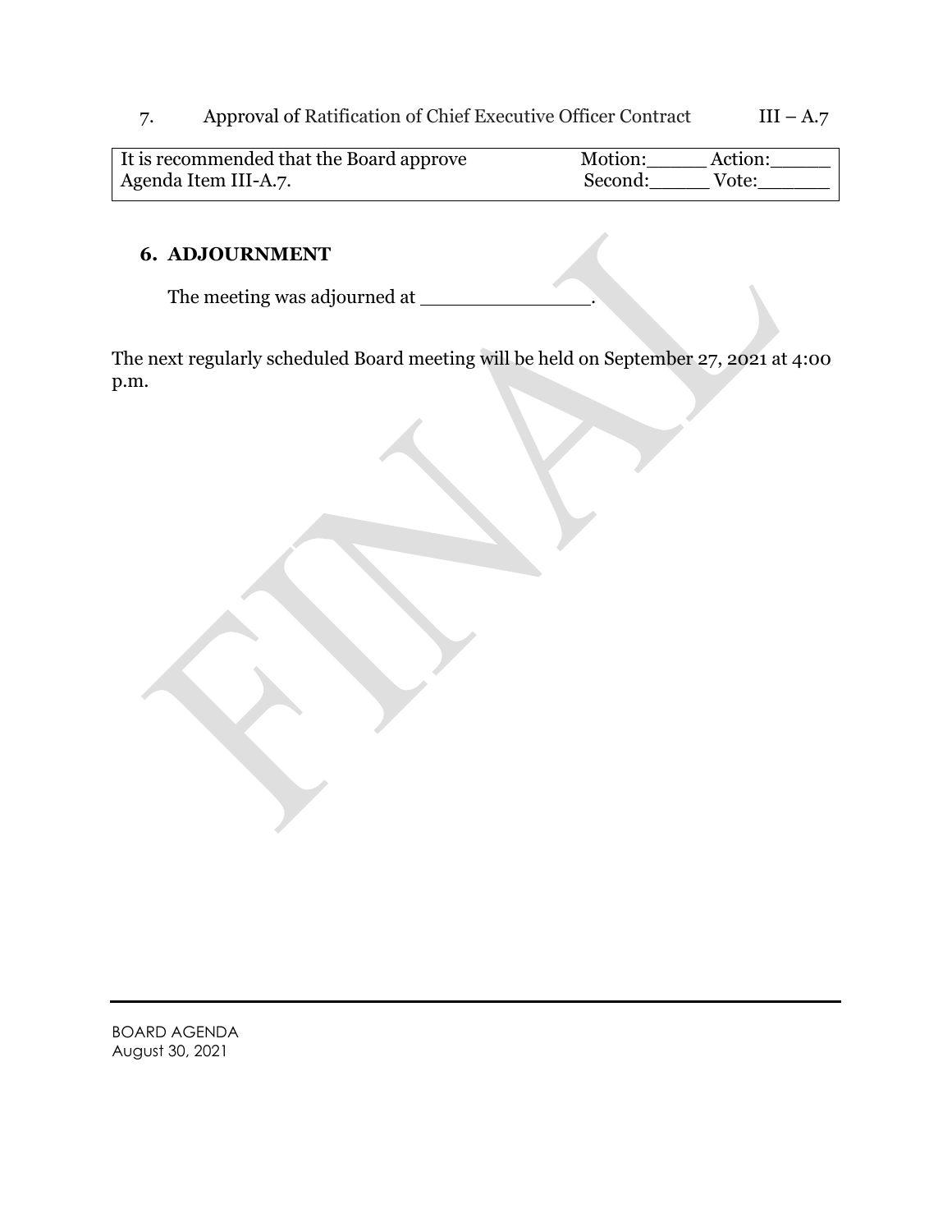7. Approval of Ratification of Chief Executive Officer Contract III – A.7

| | |
|---|---|
| It is recommended that the Board approve Agenda Item III-A.7. | Motion:_____ Action:_____ Second:_____ Vote:______ |

## 6. ADJOURNMENT

The meeting was adjourned at _______________.

The next regularly scheduled Board meeting will be held on September 27, 2021 at 4:00 p.m.